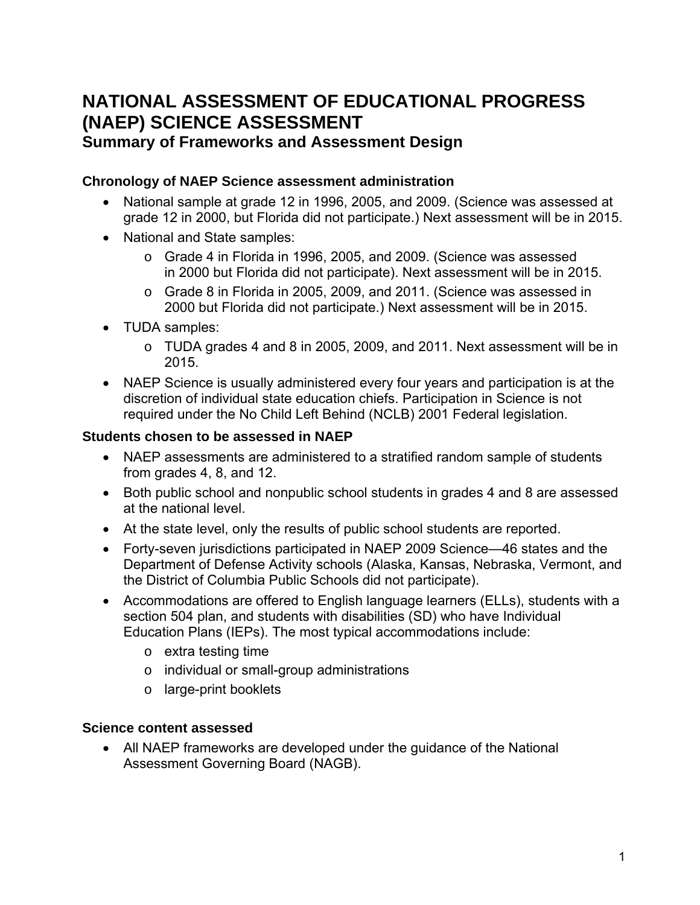# NATIONAL ASSESSMENT OF EDUCATIONAL PROGRESS (NAEP) SCIENCE ASSESSMENT

## Summary of Frameworks and Assessment Design

### Chronology of NAEP Science assessment administration

- National sample at grade 12 in 1996, 2005, and 2009. (Science was assessed at grade 12 in 2000, but Florida did not participate.) Next assessment will be in 2015.
- National and State samples:
  - Grade 4 in Florida in 1996, 2005, and 2009. (Science was assessed in 2000 but Florida did not participate). Next assessment will be in 2015.
  - Grade 8 in Florida in 2005, 2009, and 2011. (Science was assessed in 2000 but Florida did not participate.) Next assessment will be in 2015.
- TUDA samples:
  - TUDA grades 4 and 8 in 2005, 2009, and 2011. Next assessment will be in 2015.
- NAEP Science is usually administered every four years and participation is at the discretion of individual state education chiefs. Participation in Science is not required under the No Child Left Behind (NCLB) 2001 Federal legislation.

### Students chosen to be assessed in NAEP

- NAEP assessments are administered to a stratified random sample of students from grades 4, 8, and 12.
- Both public school and nonpublic school students in grades 4 and 8 are assessed at the national level.
- At the state level, only the results of public school students are reported.
- Forty-seven jurisdictions participated in NAEP 2009 Science—46 states and the Department of Defense Activity schools (Alaska, Kansas, Nebraska, Vermont, and the District of Columbia Public Schools did not participate).
- Accommodations are offered to English language learners (ELLs), students with a section 504 plan, and students with disabilities (SD) who have Individual Education Plans (IEPs). The most typical accommodations include:
  - extra testing time
  - individual or small-group administrations
  - large-print booklets

### Science content assessed

- All NAEP frameworks are developed under the guidance of the National Assessment Governing Board (NAGB).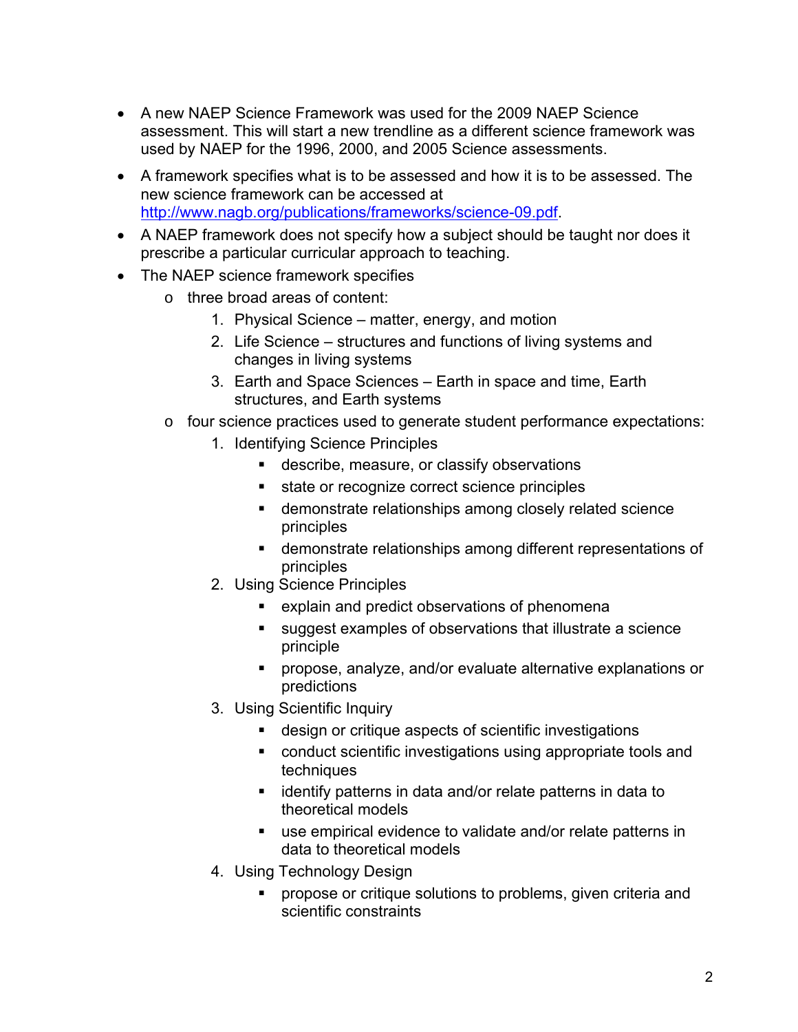- A new NAEP Science Framework was used for the 2009 NAEP Science assessment. This will start a new trendline as a different science framework was used by NAEP for the 1996, 2000, and 2005 Science assessments.
- A framework specifies what is to be assessed and how it is to be assessed. The new science framework can be accessed at [http://www.nagb.org/publications/frameworks/science-09.pdf](http://www.nagb.org/publications/frameworks/science-09.pdf).
- A NAEP framework does not specify how a subject should be taught nor does it prescribe a particular curricular approach to teaching.
- The NAEP science framework specifies
  - three broad areas of content:
    1. Physical Science – matter, energy, and motion
    2. Life Science – structures and functions of living systems and changes in living systems
    3. Earth and Space Sciences – Earth in space and time, Earth structures, and Earth systems
  - four science practices used to generate student performance expectations:
    1. Identifying Science Principles
       - describe, measure, or classify observations
       - state or recognize correct science principles
       - demonstrate relationships among closely related science principles
       - demonstrate relationships among different representations of principles
    2. Using Science Principles
       - explain and predict observations of phenomena
       - suggest examples of observations that illustrate a science principle
       - propose, analyze, and/or evaluate alternative explanations or predictions
    3. Using Scientific Inquiry
       - design or critique aspects of scientific investigations
       - conduct scientific investigations using appropriate tools and techniques
       - identify patterns in data and/or relate patterns in data to theoretical models
       - use empirical evidence to validate and/or relate patterns in data to theoretical models
    4. Using Technology Design
       - propose or critique solutions to problems, given criteria and scientific constraints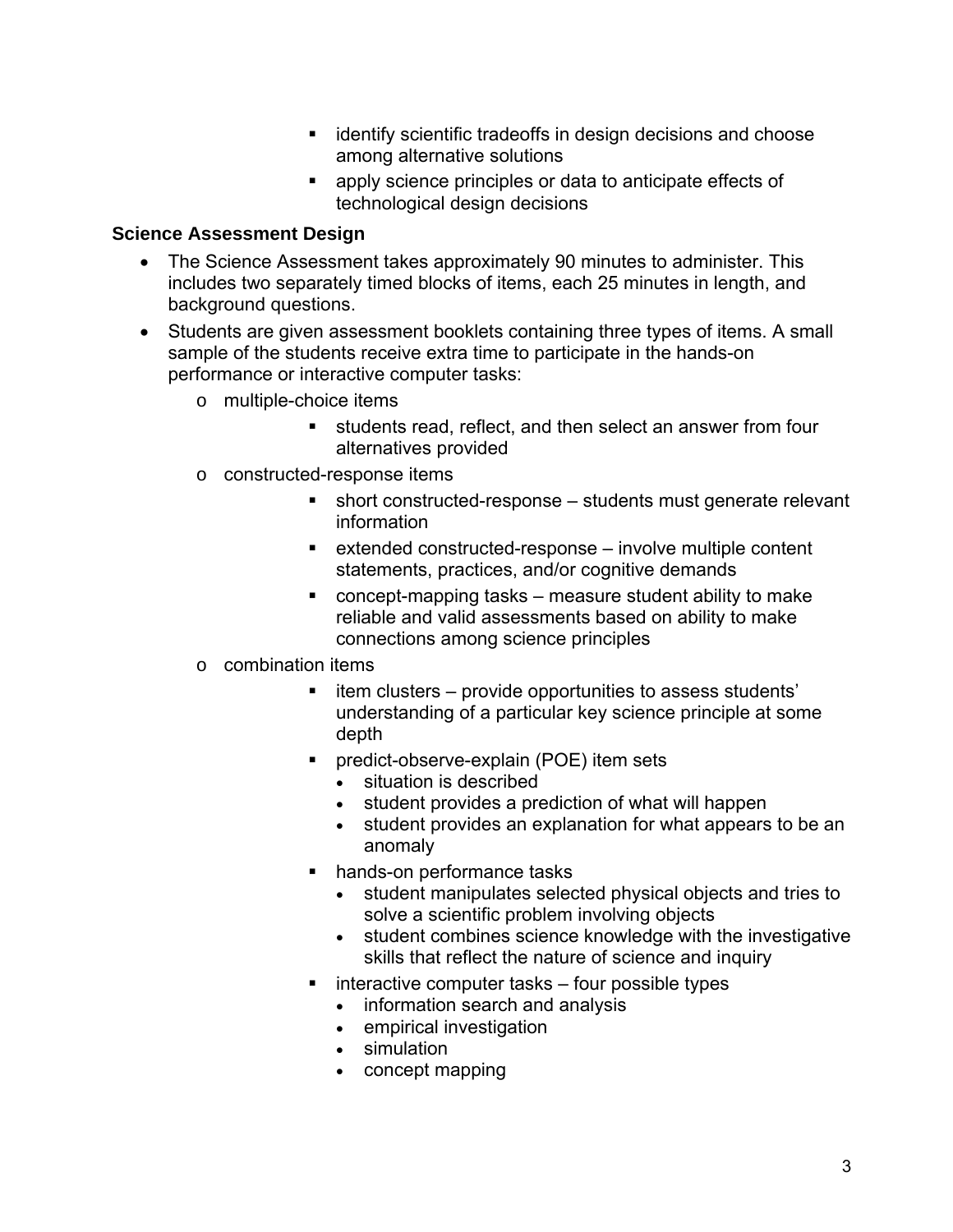- identify scientific tradeoffs in design decisions and choose among alternative solutions
        - apply science principles or data to anticipate effects of technological design decisions

### Science Assessment Design

- The Science Assessment takes approximately 90 minutes to administer. This includes two separately timed blocks of items, each 25 minutes in length, and background questions.
- Students are given assessment booklets containing three types of items. A small sample of the students receive extra time to participate in the hands-on performance or interactive computer tasks:
    - multiple-choice items
        - students read, reflect, and then select an answer from four alternatives provided
    - constructed-response items
        - short constructed-response – students must generate relevant information
        - extended constructed-response – involve multiple content statements, practices, and/or cognitive demands
        - concept-mapping tasks – measure student ability to make reliable and valid assessments based on ability to make connections among science principles
    - combination items
        - item clusters – provide opportunities to assess students' understanding of a particular key science principle at some depth
        - predict-observe-explain (POE) item sets
            - situation is described
            - student provides a prediction of what will happen
            - student provides an explanation for what appears to be an anomaly
        - hands-on performance tasks
            - student manipulates selected physical objects and tries to solve a scientific problem involving objects
            - student combines science knowledge with the investigative skills that reflect the nature of science and inquiry
        - interactive computer tasks – four possible types
            - information search and analysis
            - empirical investigation
            - simulation
            - concept mapping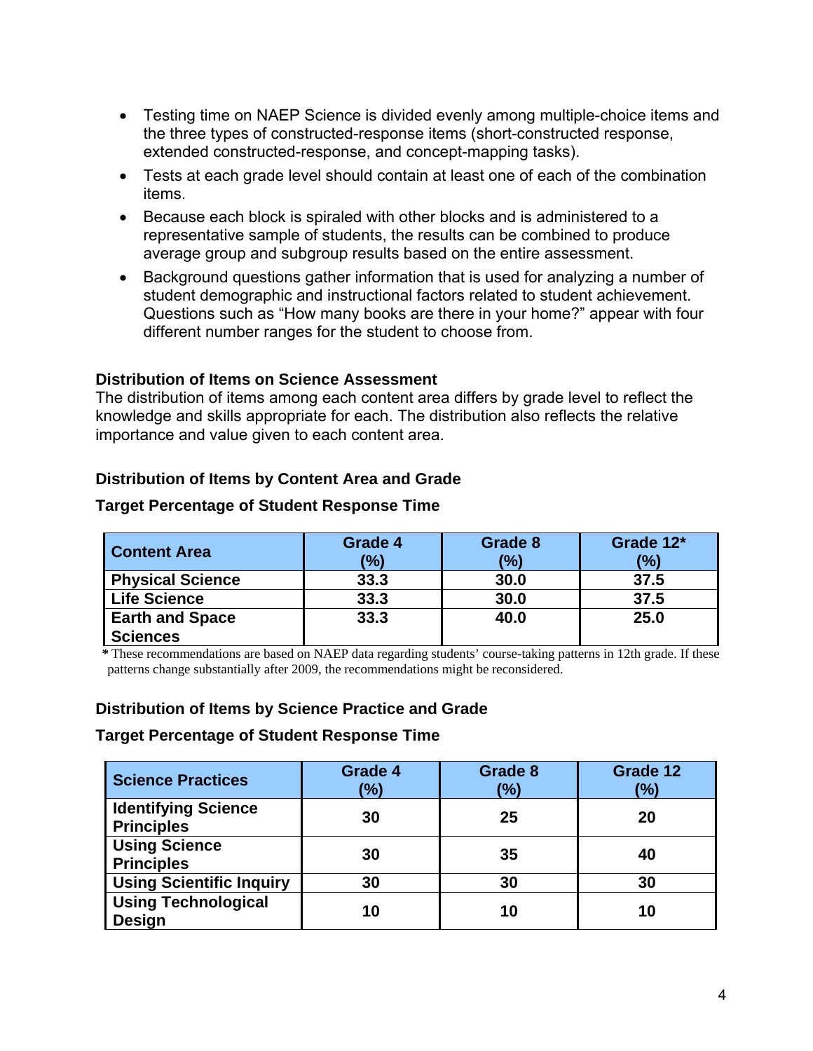- Testing time on NAEP Science is divided evenly among multiple-choice items and the three types of constructed-response items (short-constructed response, extended constructed-response, and concept-mapping tasks).
- Tests at each grade level should contain at least one of each of the combination items.
- Because each block is spiraled with other blocks and is administered to a representative sample of students, the results can be combined to produce average group and subgroup results based on the entire assessment.
- Background questions gather information that is used for analyzing a number of student demographic and instructional factors related to student achievement. Questions such as "How many books are there in your home?" appear with four different number ranges for the student to choose from.

**Distribution of Items on Science Assessment**

The distribution of items among each content area differs by grade level to reflect the knowledge and skills appropriate for each. The distribution also reflects the relative importance and value given to each content area.

**Distribution of Items by Content Area and Grade**

**Target Percentage of Student Response Time**

| Content Area | Grade 4 (%) | Grade 8 (%) | Grade 12* (%) |
|---|---|---|---|
| Physical Science | 33.3 | 30.0 | 37.5 |
| Life Science | 33.3 | 30.0 | 37.5 |
| Earth and Space Sciences | 33.3 | 40.0 | 25.0 |

* These recommendations are based on NAEP data regarding students' course-taking patterns in 12th grade. If these patterns change substantially after 2009, the recommendations might be reconsidered.

**Distribution of Items by Science Practice and Grade**

**Target Percentage of Student Response Time**

| Science Practices | Grade 4 (%) | Grade 8 (%) | Grade 12 (%) |
|---|---|---|---|
| Identifying Science Principles | 30 | 25 | 20 |
| Using Science Principles | 30 | 35 | 40 |
| Using Scientific Inquiry | 30 | 30 | 30 |
| Using Technological Design | 10 | 10 | 10 |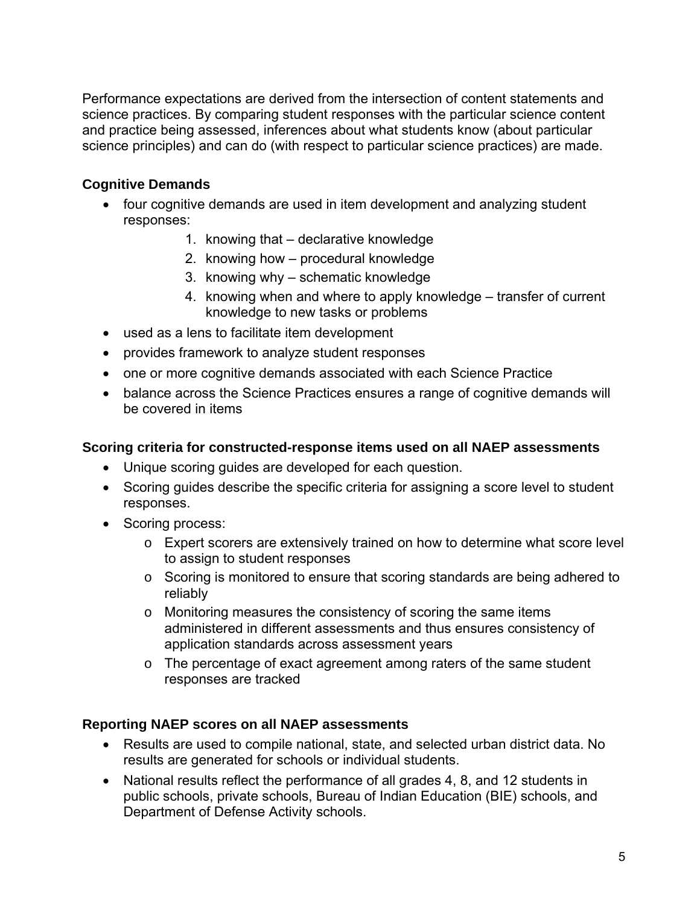Performance expectations are derived from the intersection of content statements and science practices. By comparing student responses with the particular science content and practice being assessed, inferences about what students know (about particular science principles) and can do (with respect to particular science practices) are made.

**Cognitive Demands**

- four cognitive demands are used in item development and analyzing student responses:
    1. knowing that – declarative knowledge
    2. knowing how – procedural knowledge
    3. knowing why – schematic knowledge
    4. knowing when and where to apply knowledge – transfer of current knowledge to new tasks or problems
- used as a lens to facilitate item development
- provides framework to analyze student responses
- one or more cognitive demands associated with each Science Practice
- balance across the Science Practices ensures a range of cognitive demands will be covered in items

**Scoring criteria for constructed-response items used on all NAEP assessments**

- Unique scoring guides are developed for each question.
- Scoring guides describe the specific criteria for assigning a score level to student responses.
- Scoring process:
    - Expert scorers are extensively trained on how to determine what score level to assign to student responses
    - Scoring is monitored to ensure that scoring standards are being adhered to reliably
    - Monitoring measures the consistency of scoring the same items administered in different assessments and thus ensures consistency of application standards across assessment years
    - The percentage of exact agreement among raters of the same student responses are tracked

**Reporting NAEP scores on all NAEP assessments**

- Results are used to compile national, state, and selected urban district data. No results are generated for schools or individual students.
- National results reflect the performance of all grades 4, 8, and 12 students in public schools, private schools, Bureau of Indian Education (BIE) schools, and Department of Defense Activity schools.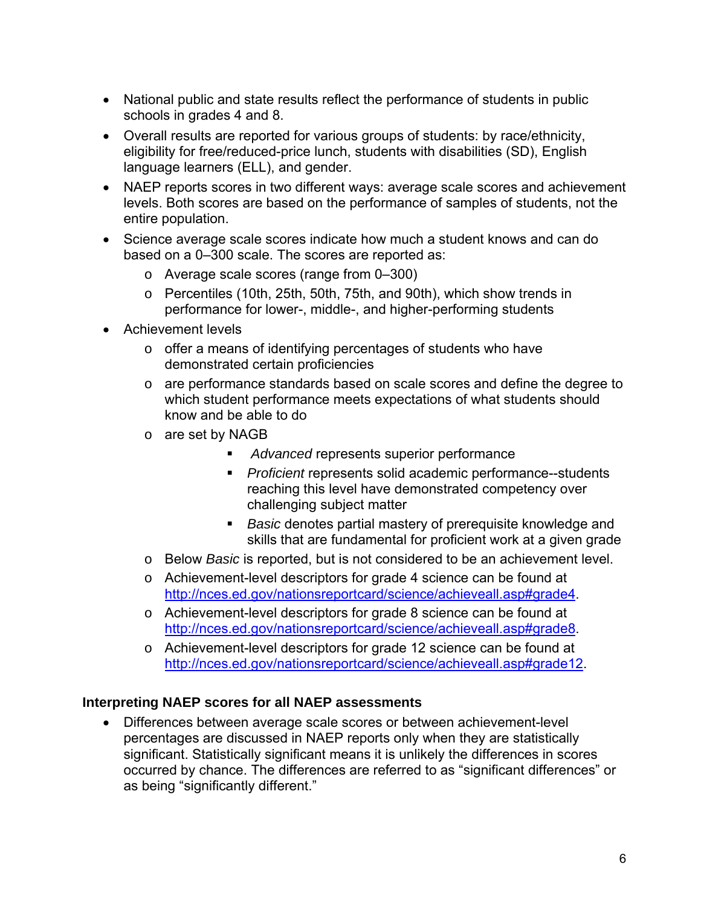- National public and state results reflect the performance of students in public schools in grades 4 and 8.
- Overall results are reported for various groups of students: by race/ethnicity, eligibility for free/reduced-price lunch, students with disabilities (SD), English language learners (ELL), and gender.
- NAEP reports scores in two different ways: average scale scores and achievement levels. Both scores are based on the performance of samples of students, not the entire population.
- Science average scale scores indicate how much a student knows and can do based on a 0–300 scale. The scores are reported as:
  - Average scale scores (range from 0–300)
  - Percentiles (10th, 25th, 50th, 75th, and 90th), which show trends in performance for lower-, middle-, and higher-performing students
- Achievement levels
  - offer a means of identifying percentages of students who have demonstrated certain proficiencies
  - are performance standards based on scale scores and define the degree to which student performance meets expectations of what students should know and be able to do
  - are set by NAGB
    - *Advanced* represents superior performance
    - *Proficient* represents solid academic performance--students reaching this level have demonstrated competency over challenging subject matter
    - *Basic* denotes partial mastery of prerequisite knowledge and skills that are fundamental for proficient work at a given grade
  - Below *Basic* is reported, but is not considered to be an achievement level.
  - Achievement-level descriptors for grade 4 science can be found at http://nces.ed.gov/nationsreportcard/science/achieveall.asp#grade4.
  - Achievement-level descriptors for grade 8 science can be found at http://nces.ed.gov/nationsreportcard/science/achieveall.asp#grade8.
  - Achievement-level descriptors for grade 12 science can be found at http://nces.ed.gov/nationsreportcard/science/achieveall.asp#grade12.

**Interpreting NAEP scores for all NAEP assessments**

- Differences between average scale scores or between achievement-level percentages are discussed in NAEP reports only when they are statistically significant. Statistically significant means it is unlikely the differences in scores occurred by chance. The differences are referred to as "significant differences" or as being "significantly different."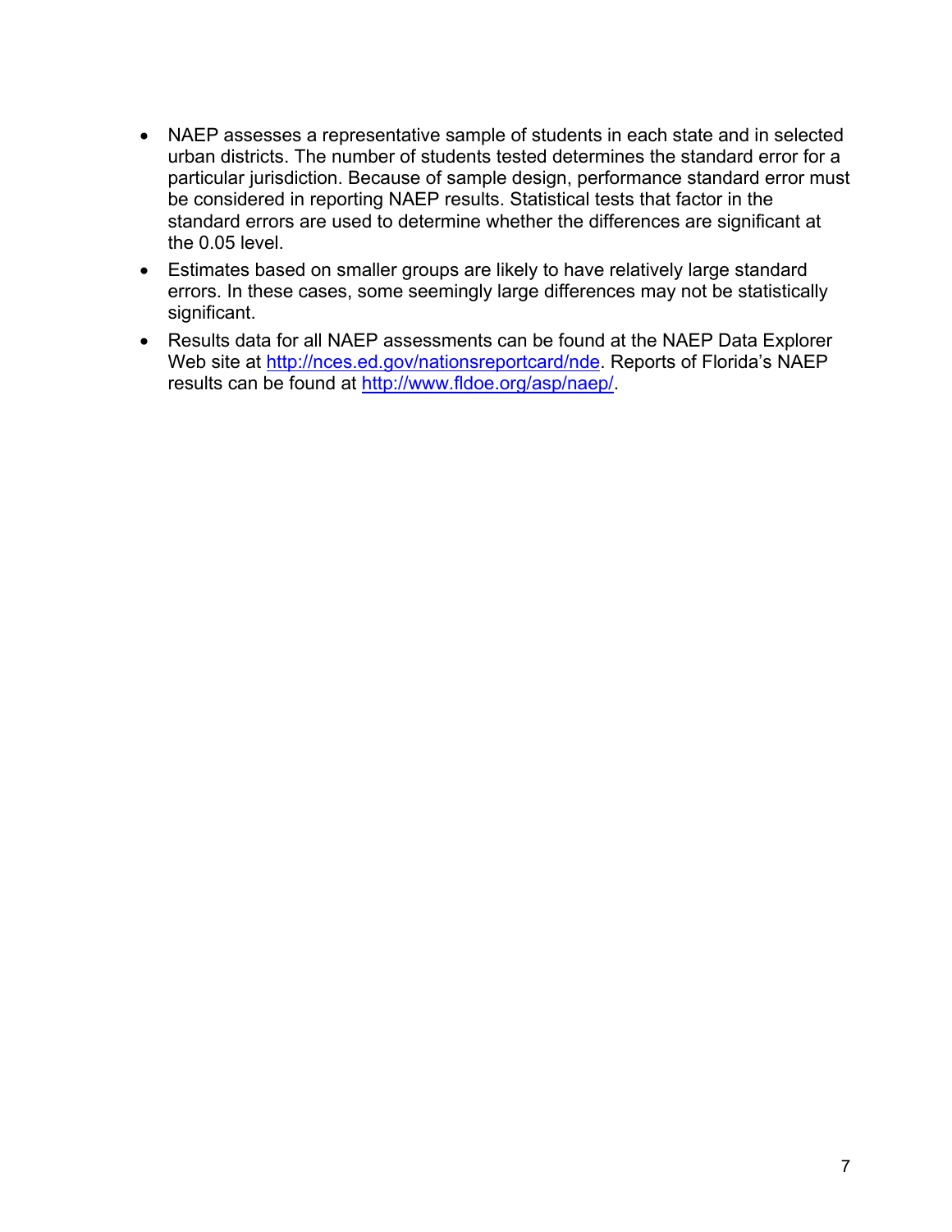- NAEP assesses a representative sample of students in each state and in selected urban districts. The number of students tested determines the standard error for a particular jurisdiction. Because of sample design, performance standard error must be considered in reporting NAEP results. Statistical tests that factor in the standard errors are used to determine whether the differences are significant at the 0.05 level.
- Estimates based on smaller groups are likely to have relatively large standard errors. In these cases, some seemingly large differences may not be statistically significant.
- Results data for all NAEP assessments can be found at the NAEP Data Explorer Web site at [http://nces.ed.gov/nationsreportcard/nde](http://nces.ed.gov/nationsreportcard/nde). Reports of Florida's NAEP results can be found at [http://www.fldoe.org/asp/naep/](http://www.fldoe.org/asp/naep/).